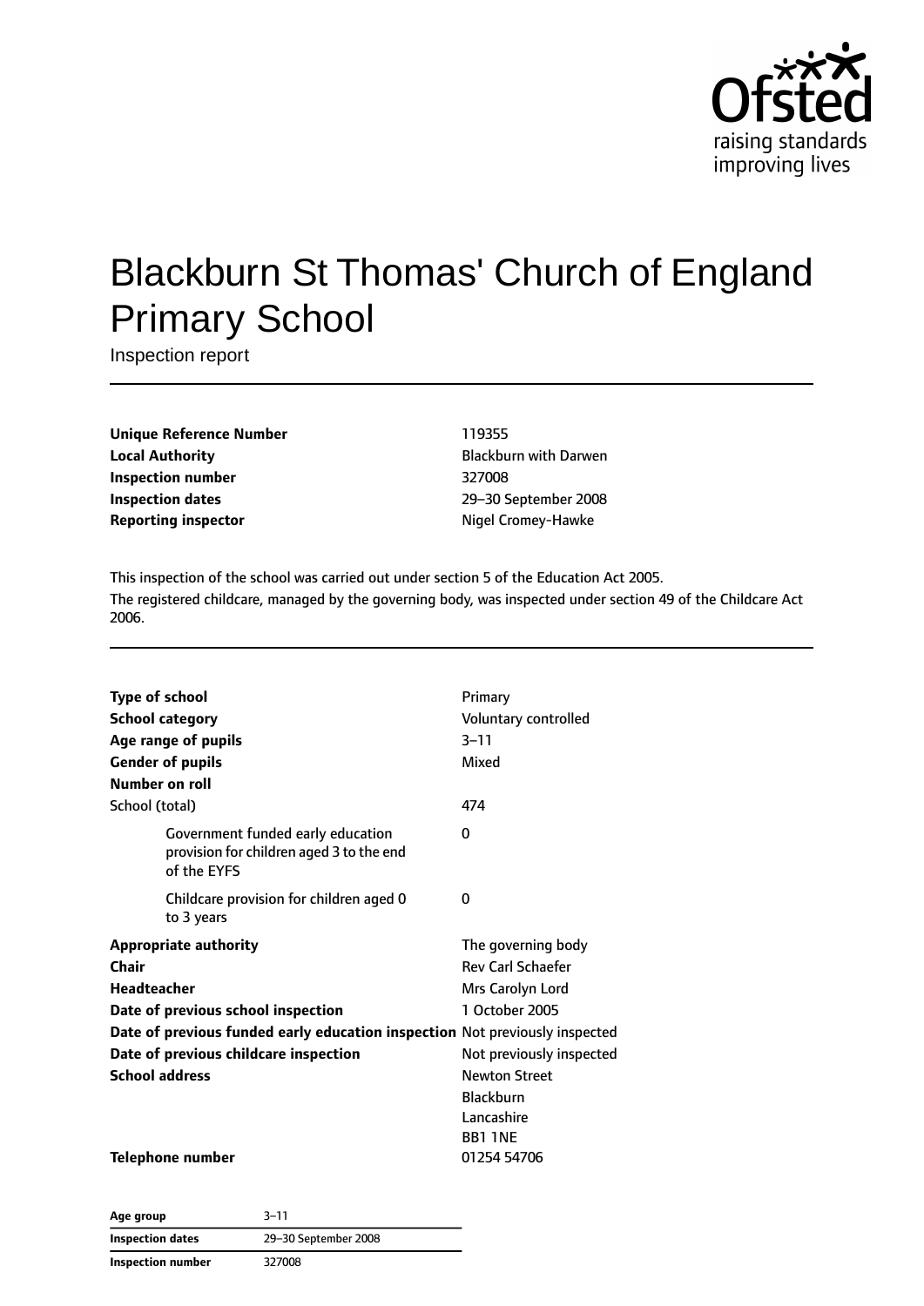Ofsted
raising standards
improving lives

# Blackburn St Thomas' Church of England Primary School

Inspection report

| | |
|---|---|
| **Unique Reference Number** | 119355 |
| **Local Authority** | Blackburn with Darwen |
| **Inspection number** | 327008 |
| **Inspection dates** | 29–30 September 2008 |
| **Reporting inspector** | Nigel Cromey-Hawke |

This inspection of the school was carried out under section 5 of the Education Act 2005.

The registered childcare, managed by the governing body, was inspected under section 49 of the Childcare Act 2006.

| | |
|---|---|
| **Type of school** | Primary |
| **School category** | Voluntary controlled |
| **Age range of pupils** | 3–11 |
| **Gender of pupils** | Mixed |
| **Number on roll** | |
| School (total) | 474 |
| Government funded early education provision for children aged 3 to the end of the EYFS | 0 |
| Childcare provision for children aged 0 to 3 years | 0 |
| **Appropriate authority** | The governing body |
| **Chair** | Rev Carl Schaefer |
| **Headteacher** | Mrs Carolyn Lord |
| **Date of previous school inspection** | 1 October 2005 |
| **Date of previous funded early education inspection** | Not previously inspected |
| **Date of previous childcare inspection** | Not previously inspected |
| **School address** | Newton Street<br>Blackburn<br>Lancashire<br>BB1 1NE |
| **Telephone number** | 01254 54706 |

| | |
|---|---|
| **Age group** | 3–11 |
| **Inspection dates** | 29–30 September 2008 |
| **Inspection number** | 327008 |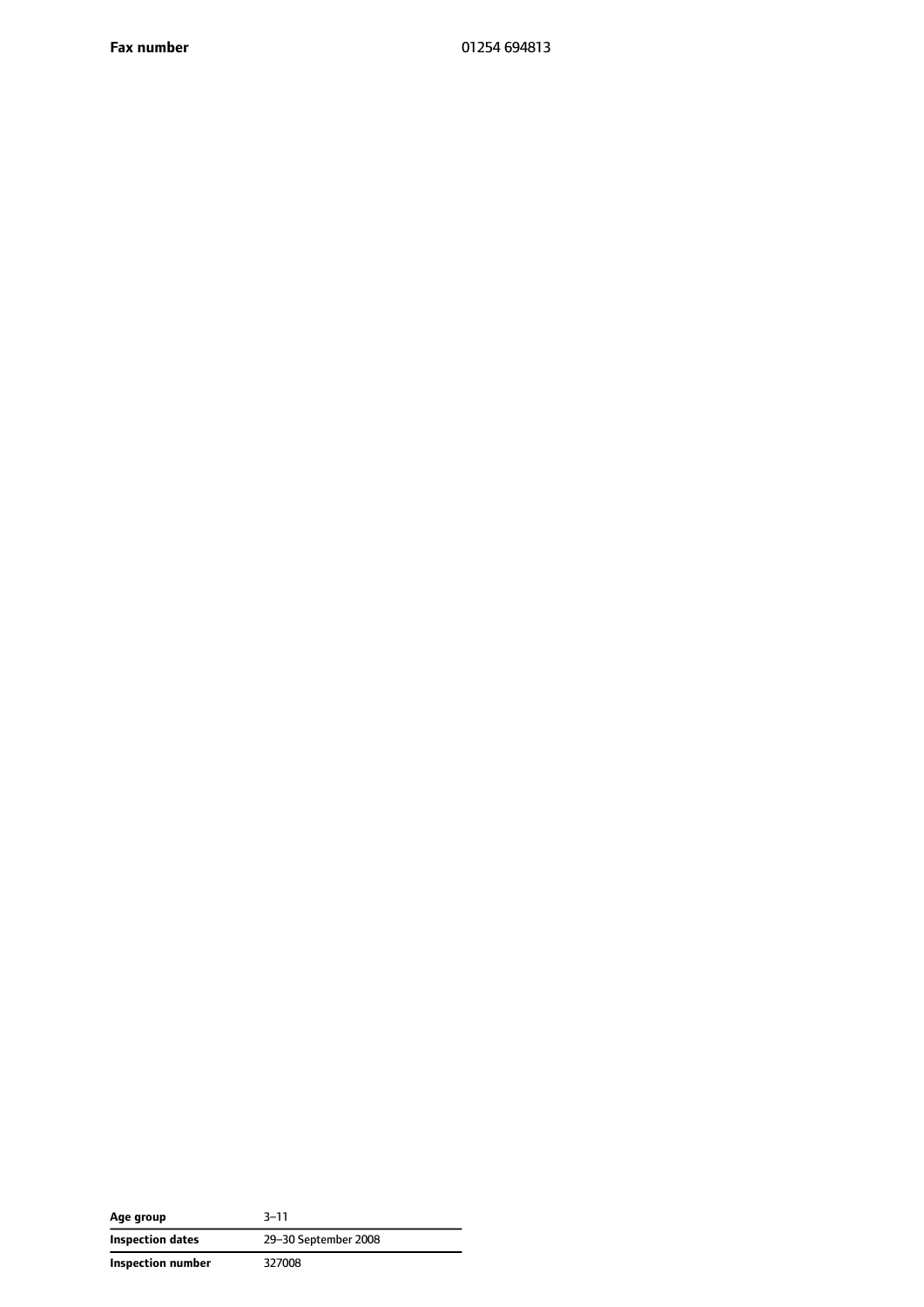| | |
|---|---|
| **Fax number** | 01254 694813 |

| | |
|---|---|
| **Age group** | 3–11 |
| **Inspection dates** | 29–30 September 2008 |
| **Inspection number** | 327008 |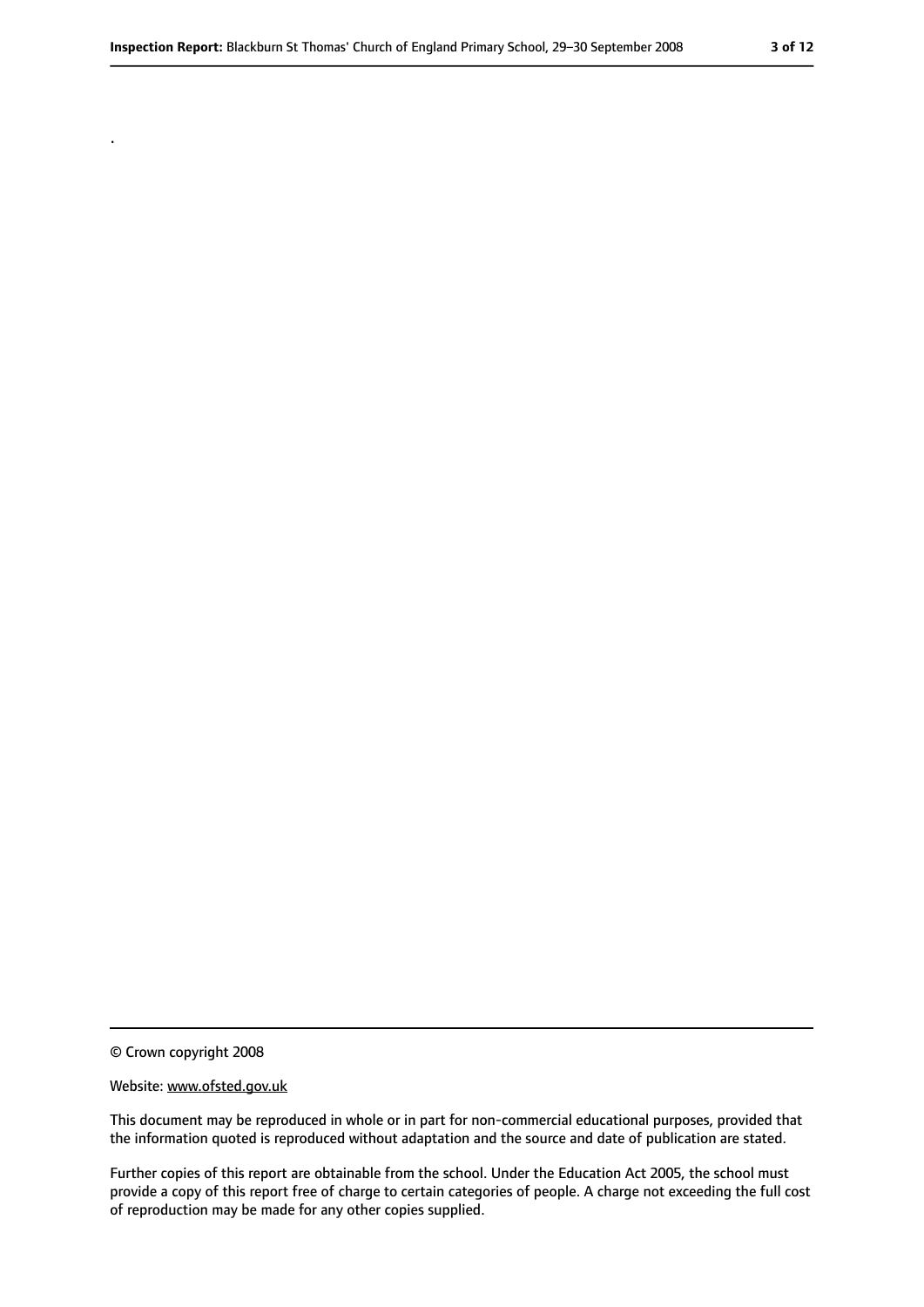.

© Crown copyright 2008

Website: www.ofsted.gov.uk

This document may be reproduced in whole or in part for non-commercial educational purposes, provided that the information quoted is reproduced without adaptation and the source and date of publication are stated.

Further copies of this report are obtainable from the school. Under the Education Act 2005, the school must provide a copy of this report free of charge to certain categories of people. A charge not exceeding the full cost of reproduction may be made for any other copies supplied.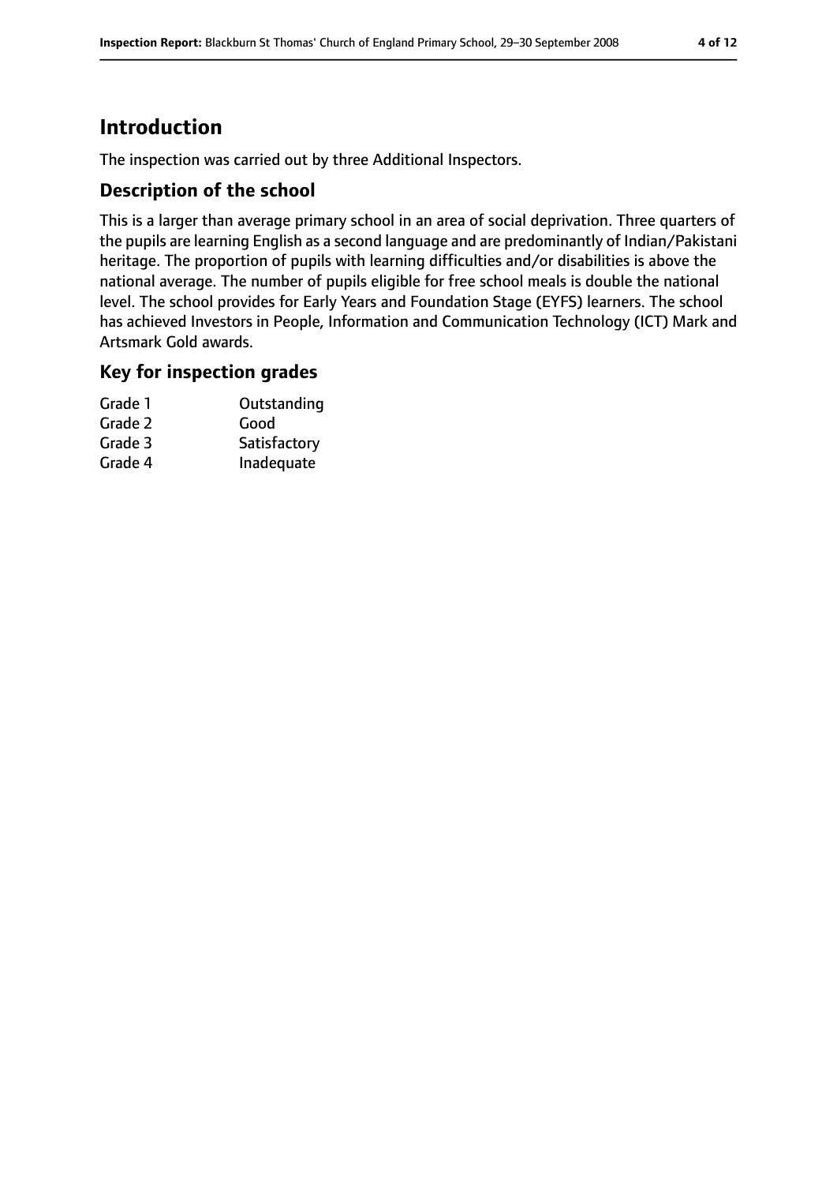# Introduction

The inspection was carried out by three Additional Inspectors.

## Description of the school

This is a larger than average primary school in an area of social deprivation. Three quarters of the pupils are learning English as a second language and are predominantly of Indian/Pakistani heritage. The proportion of pupils with learning difficulties and/or disabilities is above the national average. The number of pupils eligible for free school meals is double the national level. The school provides for Early Years and Foundation Stage (EYFS) learners. The school has achieved Investors in People, Information and Communication Technology (ICT) Mark and Artsmark Gold awards.

## Key for inspection grades

| | |
|---|---|
| Grade 1 | Outstanding |
| Grade 2 | Good |
| Grade 3 | Satisfactory |
| Grade 4 | Inadequate |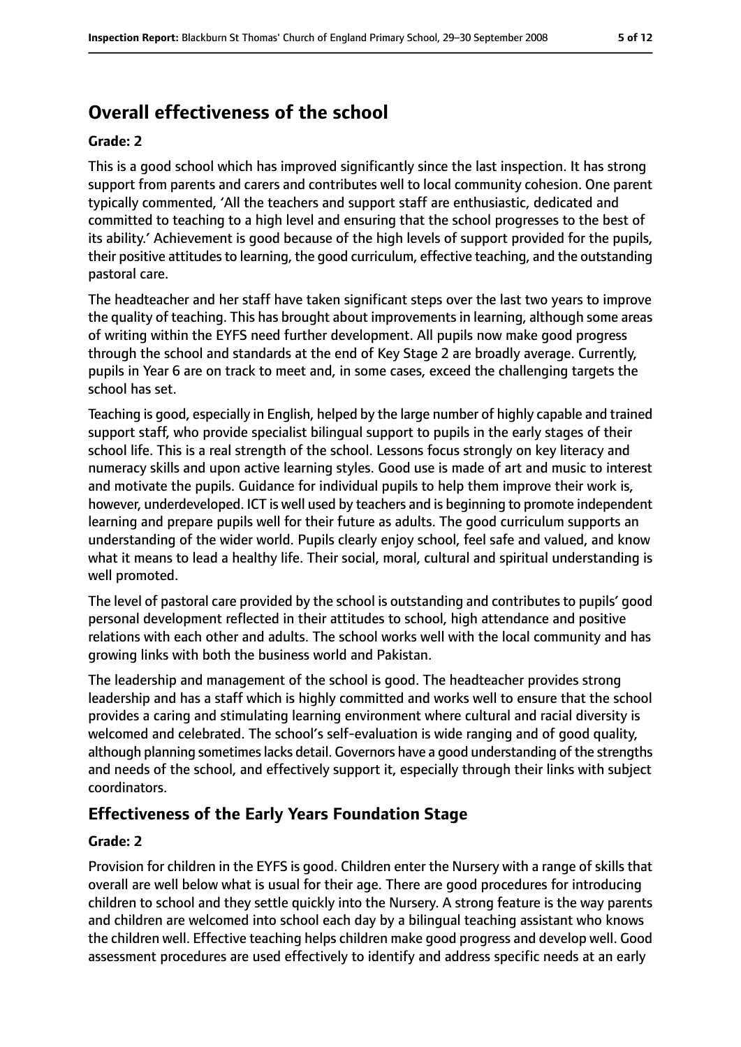## Overall effectiveness of the school

### Grade: 2

This is a good school which has improved significantly since the last inspection. It has strong support from parents and carers and contributes well to local community cohesion. One parent typically commented, 'All the teachers and support staff are enthusiastic, dedicated and committed to teaching to a high level and ensuring that the school progresses to the best of its ability.' Achievement is good because of the high levels of support provided for the pupils, their positive attitudes to learning, the good curriculum, effective teaching, and the outstanding pastoral care.

The headteacher and her staff have taken significant steps over the last two years to improve the quality of teaching. This has brought about improvements in learning, although some areas of writing within the EYFS need further development. All pupils now make good progress through the school and standards at the end of Key Stage 2 are broadly average. Currently, pupils in Year 6 are on track to meet and, in some cases, exceed the challenging targets the school has set.

Teaching is good, especially in English, helped by the large number of highly capable and trained support staff, who provide specialist bilingual support to pupils in the early stages of their school life. This is a real strength of the school. Lessons focus strongly on key literacy and numeracy skills and upon active learning styles. Good use is made of art and music to interest and motivate the pupils. Guidance for individual pupils to help them improve their work is, however, underdeveloped. ICT is well used by teachers and is beginning to promote independent learning and prepare pupils well for their future as adults. The good curriculum supports an understanding of the wider world. Pupils clearly enjoy school, feel safe and valued, and know what it means to lead a healthy life. Their social, moral, cultural and spiritual understanding is well promoted.

The level of pastoral care provided by the school is outstanding and contributes to pupils' good personal development reflected in their attitudes to school, high attendance and positive relations with each other and adults. The school works well with the local community and has growing links with both the business world and Pakistan.

The leadership and management of the school is good. The headteacher provides strong leadership and has a staff which is highly committed and works well to ensure that the school provides a caring and stimulating learning environment where cultural and racial diversity is welcomed and celebrated. The school's self-evaluation is wide ranging and of good quality, although planning sometimes lacks detail. Governors have a good understanding of the strengths and needs of the school, and effectively support it, especially through their links with subject coordinators.

## Effectiveness of the Early Years Foundation Stage

### Grade: 2

Provision for children in the EYFS is good. Children enter the Nursery with a range of skills that overall are well below what is usual for their age. There are good procedures for introducing children to school and they settle quickly into the Nursery. A strong feature is the way parents and children are welcomed into school each day by a bilingual teaching assistant who knows the children well. Effective teaching helps children make good progress and develop well. Good assessment procedures are used effectively to identify and address specific needs at an early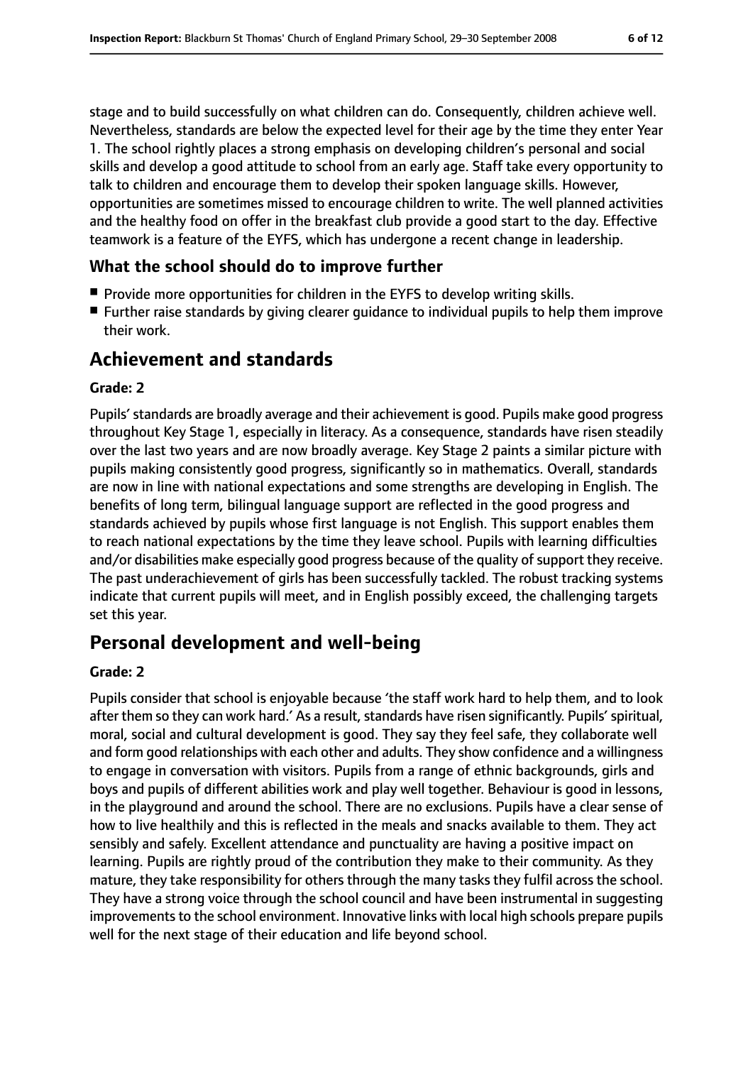stage and to build successfully on what children can do. Consequently, children achieve well. Nevertheless, standards are below the expected level for their age by the time they enter Year 1. The school rightly places a strong emphasis on developing children's personal and social skills and develop a good attitude to school from an early age. Staff take every opportunity to talk to children and encourage them to develop their spoken language skills. However, opportunities are sometimes missed to encourage children to write. The well planned activities and the healthy food on offer in the breakfast club provide a good start to the day. Effective teamwork is a feature of the EYFS, which has undergone a recent change in leadership.

### What the school should do to improve further

- Provide more opportunities for children in the EYFS to develop writing skills.
- Further raise standards by giving clearer guidance to individual pupils to help them improve their work.

## Achievement and standards

#### Grade: 2

Pupils' standards are broadly average and their achievement is good. Pupils make good progress throughout Key Stage 1, especially in literacy. As a consequence, standards have risen steadily over the last two years and are now broadly average. Key Stage 2 paints a similar picture with pupils making consistently good progress, significantly so in mathematics. Overall, standards are now in line with national expectations and some strengths are developing in English. The benefits of long term, bilingual language support are reflected in the good progress and standards achieved by pupils whose first language is not English. This support enables them to reach national expectations by the time they leave school. Pupils with learning difficulties and/or disabilities make especially good progress because of the quality of support they receive. The past underachievement of girls has been successfully tackled. The robust tracking systems indicate that current pupils will meet, and in English possibly exceed, the challenging targets set this year.

## Personal development and well-being

#### Grade: 2

Pupils consider that school is enjoyable because 'the staff work hard to help them, and to look after them so they can work hard.' As a result, standards have risen significantly. Pupils' spiritual, moral, social and cultural development is good. They say they feel safe, they collaborate well and form good relationships with each other and adults. They show confidence and a willingness to engage in conversation with visitors. Pupils from a range of ethnic backgrounds, girls and boys and pupils of different abilities work and play well together. Behaviour is good in lessons, in the playground and around the school. There are no exclusions. Pupils have a clear sense of how to live healthily and this is reflected in the meals and snacks available to them. They act sensibly and safely. Excellent attendance and punctuality are having a positive impact on learning. Pupils are rightly proud of the contribution they make to their community. As they mature, they take responsibility for others through the many tasks they fulfil across the school. They have a strong voice through the school council and have been instrumental in suggesting improvements to the school environment. Innovative links with local high schools prepare pupils well for the next stage of their education and life beyond school.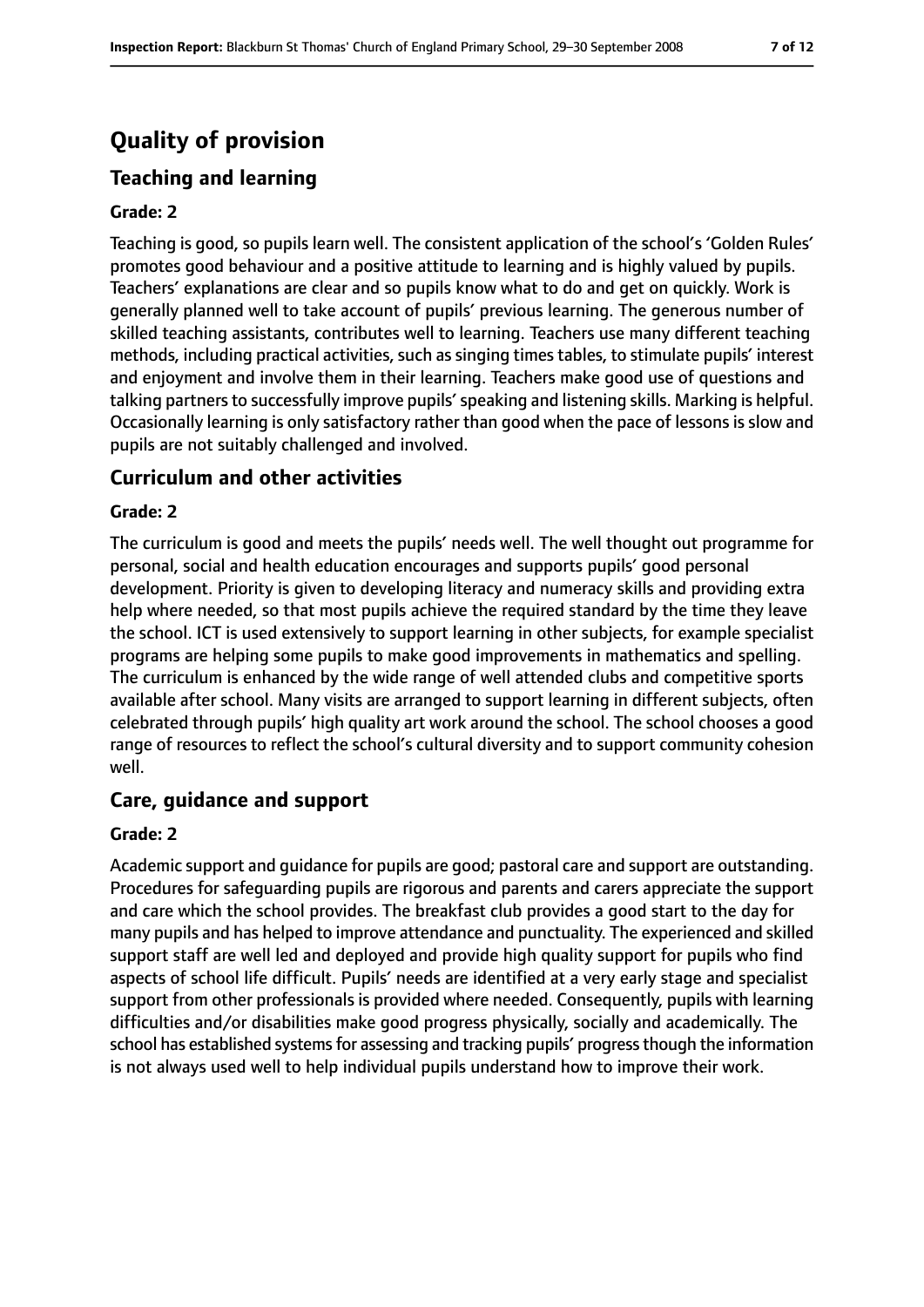# Quality of provision

## Teaching and learning

### Grade: 2

Teaching is good, so pupils learn well. The consistent application of the school's 'Golden Rules' promotes good behaviour and a positive attitude to learning and is highly valued by pupils. Teachers' explanations are clear and so pupils know what to do and get on quickly. Work is generally planned well to take account of pupils' previous learning. The generous number of skilled teaching assistants, contributes well to learning. Teachers use many different teaching methods, including practical activities, such as singing times tables, to stimulate pupils' interest and enjoyment and involve them in their learning. Teachers make good use of questions and talking partners to successfully improve pupils' speaking and listening skills. Marking is helpful. Occasionally learning is only satisfactory rather than good when the pace of lessons is slow and pupils are not suitably challenged and involved.

## Curriculum and other activities

### Grade: 2

The curriculum is good and meets the pupils' needs well. The well thought out programme for personal, social and health education encourages and supports pupils' good personal development. Priority is given to developing literacy and numeracy skills and providing extra help where needed, so that most pupils achieve the required standard by the time they leave the school. ICT is used extensively to support learning in other subjects, for example specialist programs are helping some pupils to make good improvements in mathematics and spelling. The curriculum is enhanced by the wide range of well attended clubs and competitive sports available after school. Many visits are arranged to support learning in different subjects, often celebrated through pupils' high quality art work around the school. The school chooses a good range of resources to reflect the school's cultural diversity and to support community cohesion well.

## Care, guidance and support

### Grade: 2

Academic support and guidance for pupils are good; pastoral care and support are outstanding. Procedures for safeguarding pupils are rigorous and parents and carers appreciate the support and care which the school provides. The breakfast club provides a good start to the day for many pupils and has helped to improve attendance and punctuality. The experienced and skilled support staff are well led and deployed and provide high quality support for pupils who find aspects of school life difficult. Pupils' needs are identified at a very early stage and specialist support from other professionals is provided where needed. Consequently, pupils with learning difficulties and/or disabilities make good progress physically, socially and academically. The school has established systems for assessing and tracking pupils' progress though the information is not always used well to help individual pupils understand how to improve their work.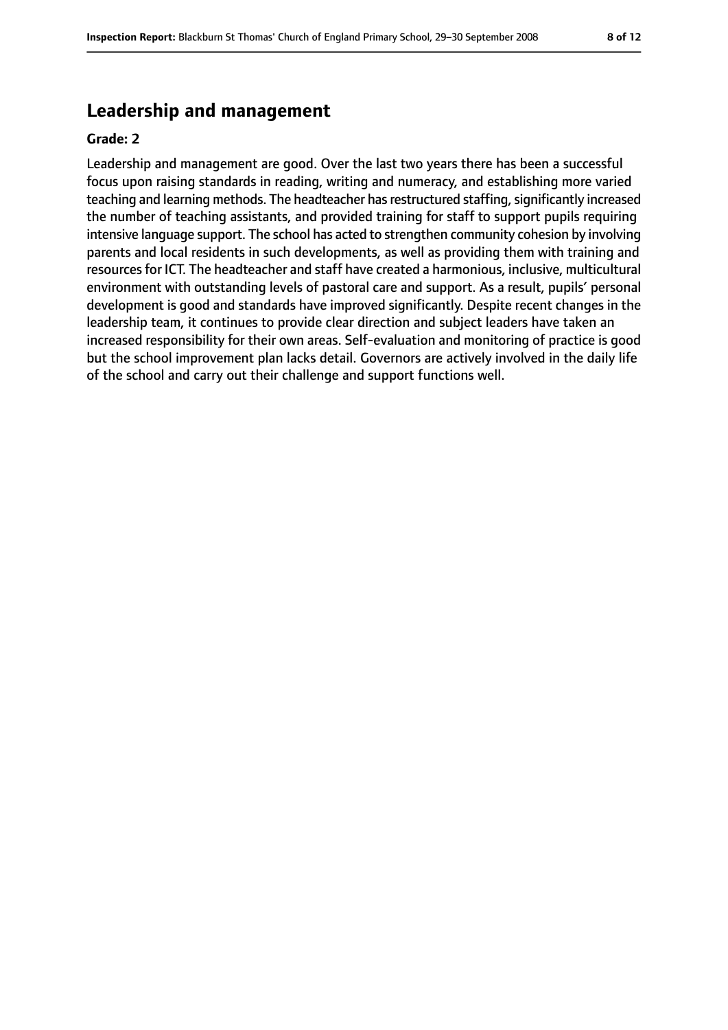## Leadership and management

**Grade: 2**

Leadership and management are good. Over the last two years there has been a successful focus upon raising standards in reading, writing and numeracy, and establishing more varied teaching and learning methods. The headteacher has restructured staffing, significantly increased the number of teaching assistants, and provided training for staff to support pupils requiring intensive language support. The school has acted to strengthen community cohesion by involving parents and local residents in such developments, as well as providing them with training and resources for ICT. The headteacher and staff have created a harmonious, inclusive, multicultural environment with outstanding levels of pastoral care and support. As a result, pupils' personal development is good and standards have improved significantly. Despite recent changes in the leadership team, it continues to provide clear direction and subject leaders have taken an increased responsibility for their own areas. Self-evaluation and monitoring of practice is good but the school improvement plan lacks detail. Governors are actively involved in the daily life of the school and carry out their challenge and support functions well.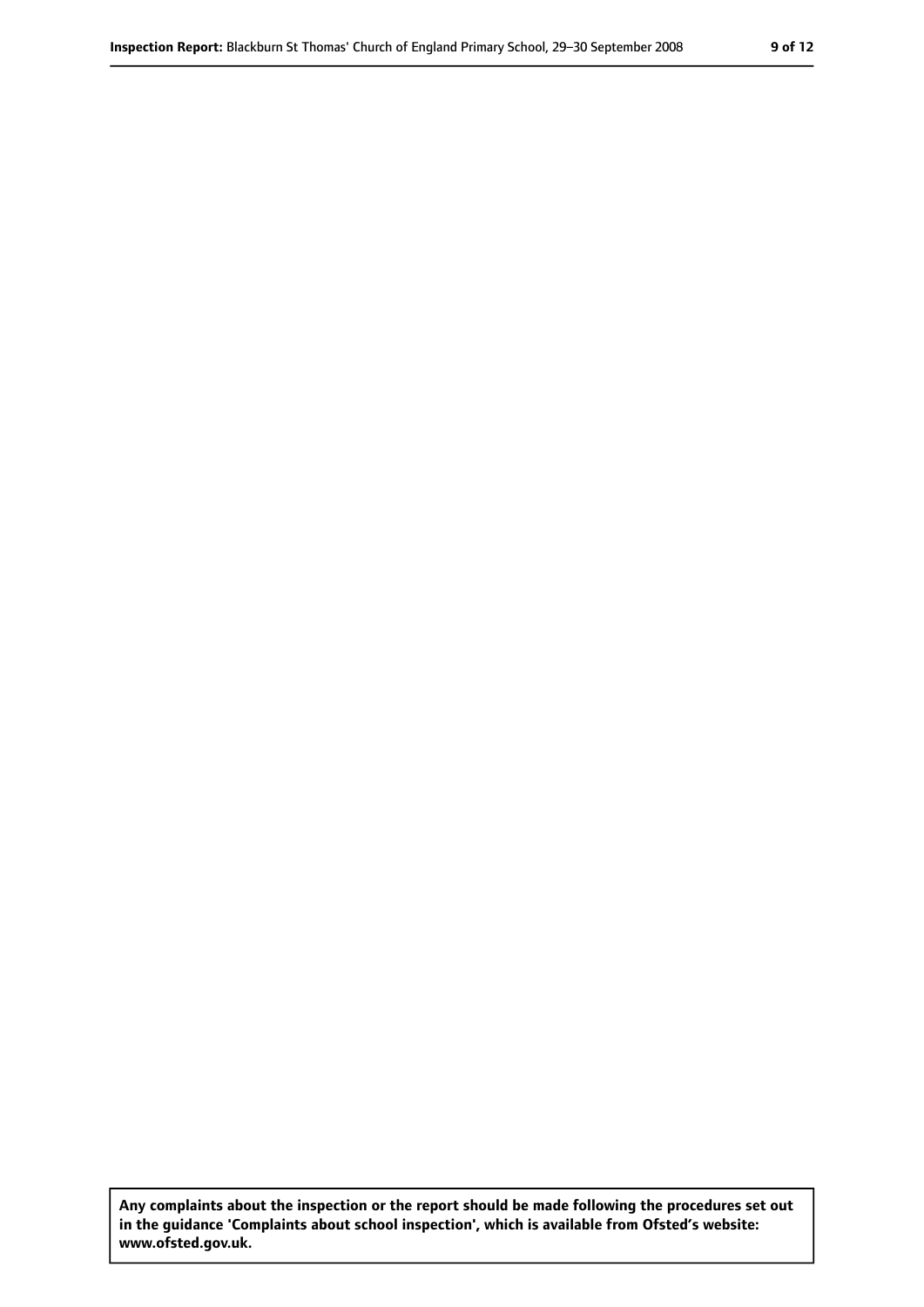**Any complaints about the inspection or the report should be made following the procedures set out in the guidance 'Complaints about school inspection', which is available from Ofsted's website: www.ofsted.gov.uk.**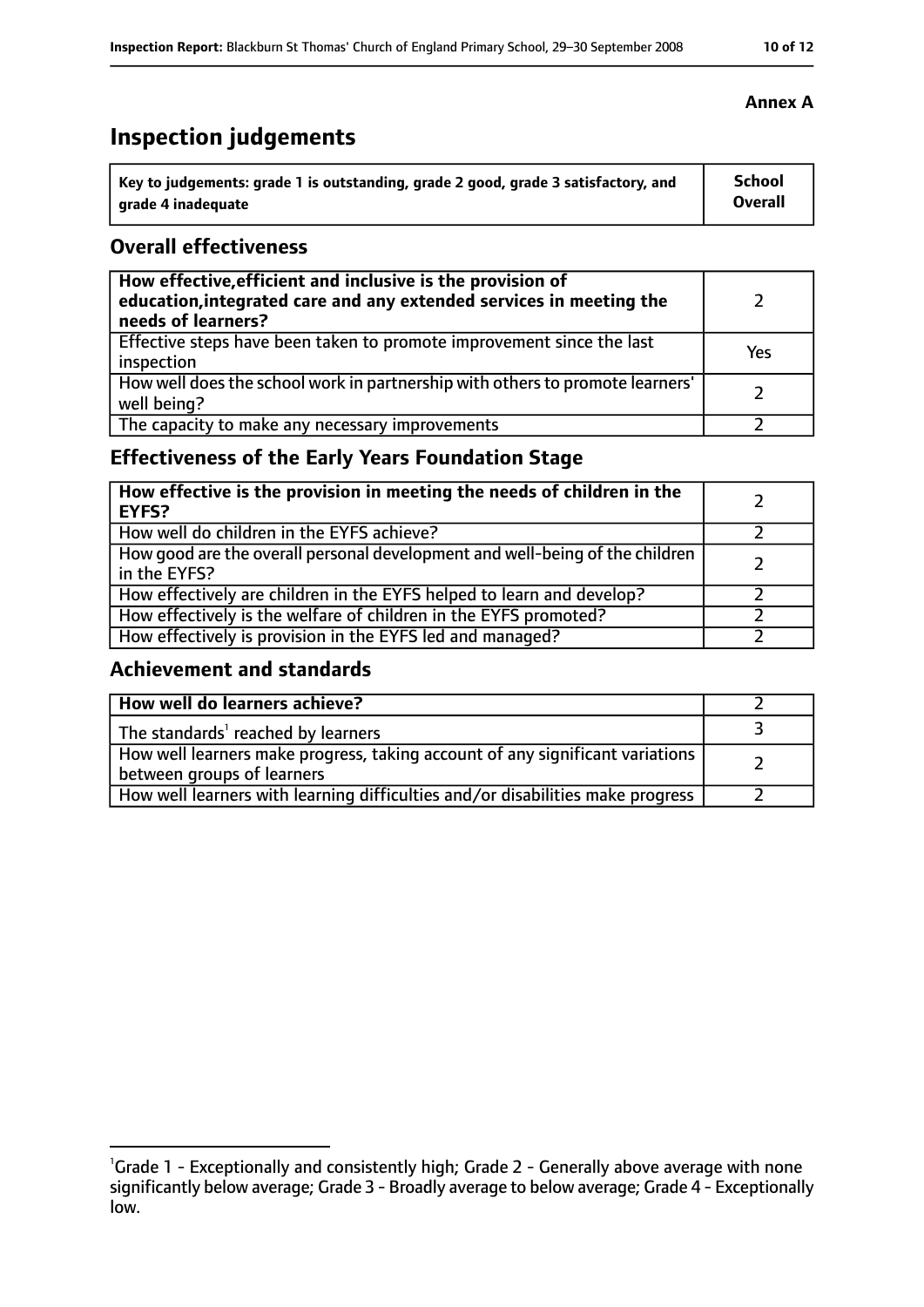**Annex A**

# Inspection judgements

| Key to judgements: grade 1 is outstanding, grade 2 good, grade 3 satisfactory, and grade 4 inadequate | School Overall |
|---|---|

## Overall effectiveness

| | |
|---|---|
| **How effective, efficient and inclusive is the provision of education, integrated care and any extended services in meeting the needs of learners?** | 2 |
| Effective steps have been taken to promote improvement since the last inspection | Yes |
| How well does the school work in partnership with others to promote learners' well being? | 2 |
| The capacity to make any necessary improvements | 2 |

## Effectiveness of the Early Years Foundation Stage

| | |
|---|---|
| **How effective is the provision in meeting the needs of children in the EYFS?** | 2 |
| How well do children in the EYFS achieve? | 2 |
| How good are the overall personal development and well-being of the children in the EYFS? | 2 |
| How effectively are children in the EYFS helped to learn and develop? | 2 |
| How effectively is the welfare of children in the EYFS promoted? | 2 |
| How effectively is provision in the EYFS led and managed? | 2 |

## Achievement and standards

| | |
|---|---|
| **How well do learners achieve?** | 2 |
| The standards[1] reached by learners | 3 |
| How well learners make progress, taking account of any significant variations between groups of learners | 2 |
| How well learners with learning difficulties and/or disabilities make progress | 2 |

[1]Grade 1 - Exceptionally and consistently high; Grade 2 - Generally above average with none significantly below average; Grade 3 - Broadly average to below average; Grade 4 - Exceptionally low.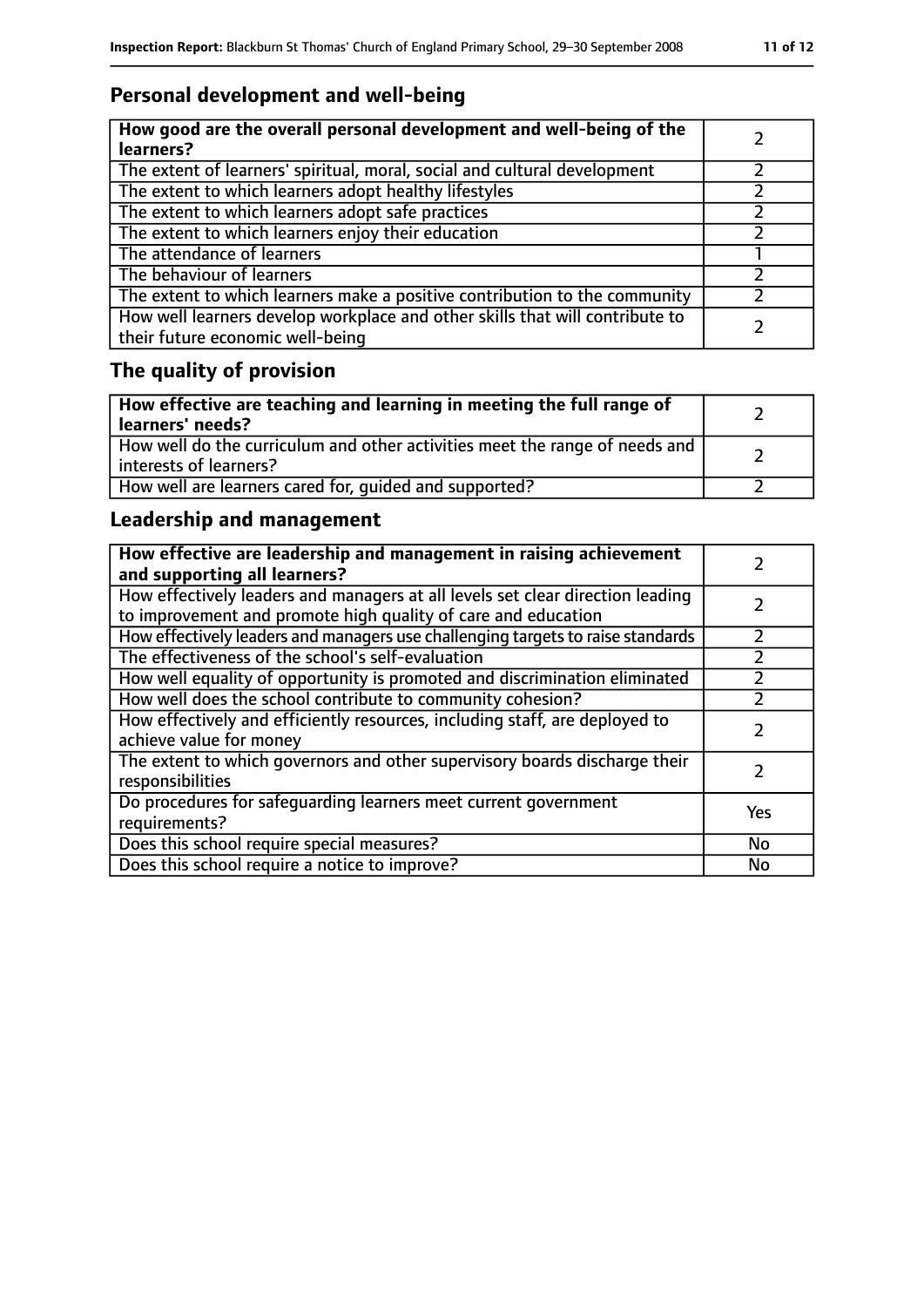## Personal development and well-being

| **How good are the overall personal development and well-being of the learners?** | 2 |
| --- | --- |
| The extent of learners' spiritual, moral, social and cultural development | 2 |
| The extent to which learners adopt healthy lifestyles | 2 |
| The extent to which learners adopt safe practices | 2 |
| The extent to which learners enjoy their education | 2 |
| The attendance of learners | 1 |
| The behaviour of learners | 2 |
| The extent to which learners make a positive contribution to the community | 2 |
| How well learners develop workplace and other skills that will contribute to their future economic well-being | 2 |

## The quality of provision

| **How effective are teaching and learning in meeting the full range of learners' needs?** | 2 |
| --- | --- |
| How well do the curriculum and other activities meet the range of needs and interests of learners? | 2 |
| How well are learners cared for, guided and supported? | 2 |

## Leadership and management

| **How effective are leadership and management in raising achievement and supporting all learners?** | 2 |
| --- | --- |
| How effectively leaders and managers at all levels set clear direction leading to improvement and promote high quality of care and education | 2 |
| How effectively leaders and managers use challenging targets to raise standards | 2 |
| The effectiveness of the school's self-evaluation | 2 |
| How well equality of opportunity is promoted and discrimination eliminated | 2 |
| How well does the school contribute to community cohesion? | 2 |
| How effectively and efficiently resources, including staff, are deployed to achieve value for money | 2 |
| The extent to which governors and other supervisory boards discharge their responsibilities | 2 |
| Do procedures for safeguarding learners meet current government requirements? | Yes |
| Does this school require special measures? | No |
| Does this school require a notice to improve? | No |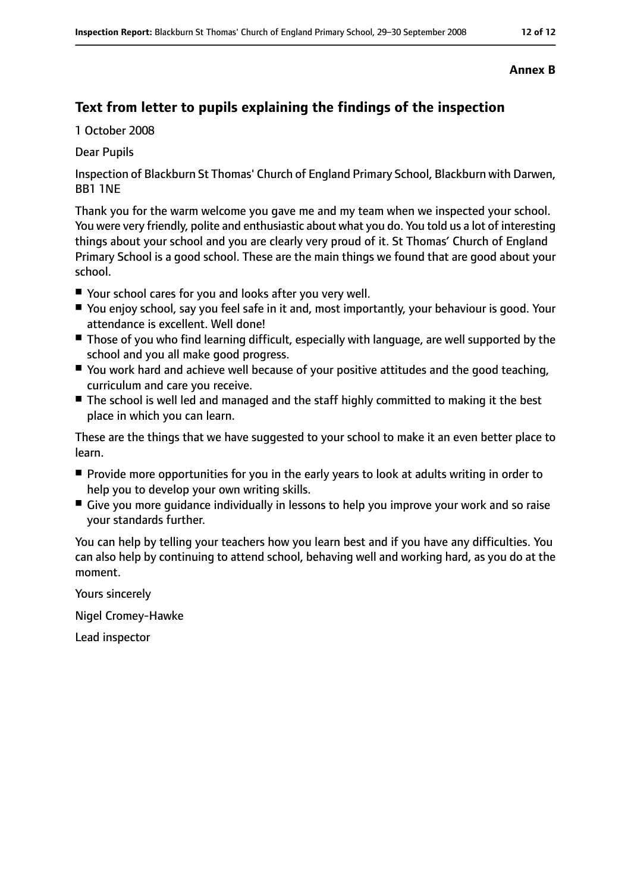**Annex B**

## Text from letter to pupils explaining the findings of the inspection

1 October 2008

Dear Pupils

Inspection of Blackburn St Thomas' Church of England Primary School, Blackburn with Darwen, BB1 1NE

Thank you for the warm welcome you gave me and my team when we inspected your school. You were very friendly, polite and enthusiastic about what you do. You told us a lot of interesting things about your school and you are clearly very proud of it. St Thomas' Church of England Primary School is a good school. These are the main things we found that are good about your school.

- Your school cares for you and looks after you very well.
- You enjoy school, say you feel safe in it and, most importantly, your behaviour is good. Your attendance is excellent. Well done!
- Those of you who find learning difficult, especially with language, are well supported by the school and you all make good progress.
- You work hard and achieve well because of your positive attitudes and the good teaching, curriculum and care you receive.
- The school is well led and managed and the staff highly committed to making it the best place in which you can learn.

These are the things that we have suggested to your school to make it an even better place to learn.

- Provide more opportunities for you in the early years to look at adults writing in order to help you to develop your own writing skills.
- Give you more guidance individually in lessons to help you improve your work and so raise your standards further.

You can help by telling your teachers how you learn best and if you have any difficulties. You can also help by continuing to attend school, behaving well and working hard, as you do at the moment.

Yours sincerely

Nigel Cromey-Hawke

Lead inspector